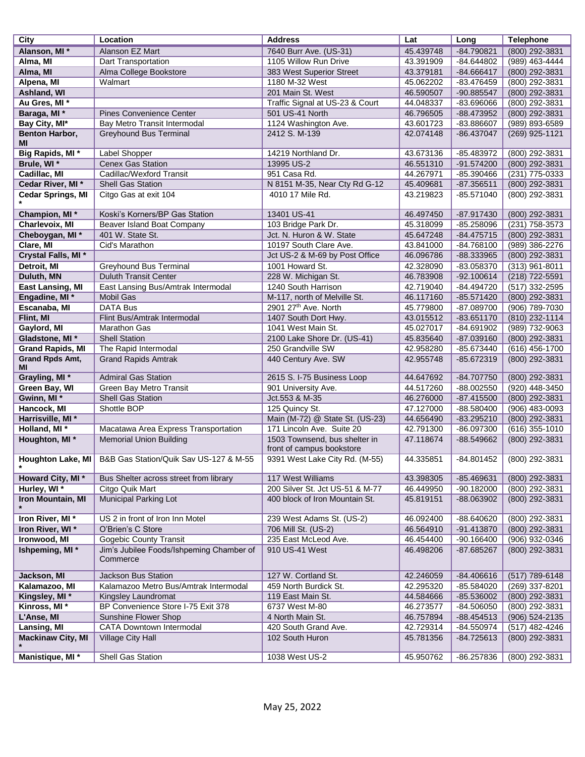| City | Location | Address | Lat | Long | Telephone |
|---|---|---|---|---|---|
| **Alanson, MI *** | Alanson EZ Mart | 7640 Burr Ave. (US-31) | 45.439748 | -84.790821 | (800) 292-3831 |
| **Alma, MI** | Dart Transportation | 1105 Willow Run Drive | 43.391909 | -84.644802 | (989) 463-4444 |
| **Alma, MI** | Alma College Bookstore | 383 West Superior Street | 43.379181 | -84.666417 | (800) 292-3831 |
| **Alpena, MI** | Walmart | 1180 M-32 West | 45.062202 | -83.476459 | (800) 292-3831 |
| **Ashland, WI** | | 201 Main St. West | 46.590507 | -90.885547 | (800) 292-3831 |
| **Au Gres, MI *** | | Traffic Signal at US-23 & Court | 44.048337 | -83.696066 | (800) 292-3831 |
| **Baraga, MI *** | Pines Convenience Center | 501 US-41 North | 46.796505 | -88.473952 | (800) 292-3831 |
| **Bay City, MI*** | Bay Metro Transit Intermodal | 1124 Washington Ave. | 43.601723 | -83.886607 | (989) 893-6589 |
| **Benton Harbor, MI** | Greyhound Bus Terminal | 2412 S. M-139 | 42.074148 | -86.437047 | (269) 925-1121 |
| **Big Rapids, MI *** | Label Shopper | 14219 Northland Dr. | 43.673136 | -85.483972 | (800) 292-3831 |
| **Brule, WI *** | Cenex Gas Station | 13995 US-2 | 46.551310 | -91.574200 | (800) 292-3831 |
| **Cadillac, MI** | Cadillac/Wexford Transit | 951 Casa Rd. | 44.267971 | -85.390466 | (231) 775-0333 |
| **Cedar River, MI *** | Shell Gas Station | N 8151 M-35, Near Cty Rd G-12 | 45.409681 | -87.356511 | (800) 292-3831 |
| **Cedar Springs, MI *** | Citgo Gas at exit 104 | 4010 17 Mile Rd. | 43.219823 | -85.571040 | (800) 292-3831 |
| **Champion, MI *** | Koski's Korners/BP Gas Station | 13401 US-41 | 46.497450 | -87.917430 | (800) 292-3831 |
| **Charlevoix, MI** | Beaver Island Boat Company | 103 Bridge Park Dr. | 45.318099 | -85.258096 | (231) 758-3573 |
| **Cheboygan, MI *** | 401 W. State St. | Jct. N. Huron & W. State | 45.647248 | -84.475715 | (800) 292-3831 |
| **Clare, MI** | Cid's Marathon | 10197 South Clare Ave. | 43.841000 | -84.768100 | (989) 386-2276 |
| **Crystal Falls, MI *** | | Jct US-2 & M-69 by Post Office | 46.096786 | -88.333965 | (800) 292-3831 |
| **Detroit, MI** | Greyhound Bus Terminal | 1001 Howard St. | 42.328090 | -83.058370 | (313) 961-8011 |
| **Duluth, MN** | Duluth Transit Center | 228 W. Michigan St. | 46.783908 | -92.100614 | (218) 722-5591 |
| **East Lansing, MI** | East Lansing Bus/Amtrak Intermodal | 1240 South Harrison | 42.719040 | -84.494720 | (517) 332-2595 |
| **Engadine, MI *** | Mobil Gas | M-117, north of Melville St. | 46.117160 | -85.571420 | (800) 292-3831 |
| **Escanaba, MI** | DATA Bus | 2901 27th Ave. North | 45.779800 | -87.089700 | (906) 789-7030 |
| **Flint, MI** | Flint Bus/Amtrak Intermodal | 1407 South Dort Hwy. | 43.015512 | -83.651170 | (810) 232-1114 |
| **Gaylord, MI** | Marathon Gas | 1041 West Main St. | 45.027017 | -84.691902 | (989) 732-9063 |
| **Gladstone, MI *** | Shell Station | 2100 Lake Shore Dr. (US-41) | 45.835640 | -87.039160 | (800) 292-3831 |
| **Grand Rapids, MI** | The Rapid Intermodal | 250 Grandville SW | 42.958280 | -85.673440 | (616) 456-1700 |
| **Grand Rpds Amt, MI** | Grand Rapids Amtrak | 440 Century Ave. SW | 42.955748 | -85.672319 | (800) 292-3831 |
| **Grayling, MI *** | Admiral Gas Station | 2615 S. I-75 Business Loop | 44.647692 | -84.707750 | (800) 292-3831 |
| **Green Bay, WI** | Green Bay Metro Transit | 901 University Ave. | 44.517260 | -88.002550 | (920) 448-3450 |
| **Gwinn, MI *** | Shell Gas Station | Jct.553 & M-35 | 46.276000 | -87.415500 | (800) 292-3831 |
| **Hancock, MI** | Shottle BOP | 125 Quincy St. | 47.127000 | -88.580400 | (906) 483-0093 |
| **Harrisville, MI *** | | Main (M-72) @ State St. (US-23) | 44.656490 | -83.295210 | (800) 292-3831 |
| **Holland, MI *** | Macatawa Area Express Transportation | 171 Lincoln Ave. Suite 20 | 42.791300 | -86.097300 | (616) 355-1010 |
| **Houghton, MI *** | Memorial Union Building | 1503 Townsend, bus shelter in front of campus bookstore | 47.118674 | -88.549662 | (800) 292-3831 |
| **Houghton Lake, MI *** | B&B Gas Station/Quik Sav US-127 & M-55 | 9391 West Lake City Rd. (M-55) | 44.335851 | -84.801452 | (800) 292-3831 |
| **Howard City, MI *** | Bus Shelter across street from library | 117 West Williams | 43.398305 | -85.469631 | (800) 292-3831 |
| **Hurley, WI *** | Citgo Quik Mart | 200 Silver St. Jct US-51 & M-77 | 46.449950 | -90.182000 | (800) 292-3831 |
| **Iron Mountain, MI *** | Municipal Parking Lot | 400 block of Iron Mountain St. | 45.819151 | -88.063902 | (800) 292-3831 |
| **Iron River, MI *** | US 2 in front of Iron Inn Motel | 239 West Adams St. (US-2) | 46.092400 | -88.640620 | (800) 292-3831 |
| **Iron River, WI *** | O'Brien's C Store | 706 Mill St. (US-2) | 46.564910 | -91.413870 | (800) 292-3831 |
| **Ironwood, MI** | Gogebic County Transit | 235 East McLeod Ave. | 46.454400 | -90.166400 | (906) 932-0346 |
| **Ishpeming, MI *** | Jim's Jubilee Foods/Ishpeming Chamber of Commerce | 910 US-41 West | 46.498206 | -87.685267 | (800) 292-3831 |
| **Jackson, MI** | Jackson Bus Station | 127 W. Cortland St. | 42.246059 | -84.406616 | (517) 789-6148 |
| **Kalamazoo, MI** | Kalamazoo Metro Bus/Amtrak Intermodal | 459 North Burdick St. | 42.295320 | -85.584020 | (269) 337-8201 |
| **Kingsley, MI *** | Kingsley Laundromat | 119 East Main St. | 44.584666 | -85.536002 | (800) 292-3831 |
| **Kinross, MI *** | BP Convenience Store I-75 Exit 378 | 6737 West M-80 | 46.273577 | -84.506050 | (800) 292-3831 |
| **L'Anse, MI** | Sunshine Flower Shop | 4 North Main St. | 46.757894 | -88.454513 | (906) 524-2135 |
| **Lansing, MI** | CATA Downtown Intermodal | 420 South Grand Ave. | 42.729314 | -84.550974 | (517) 482-4246 |
| **Mackinaw City, MI *** | Village City Hall | 102 South Huron | 45.781356 | -84.725613 | (800) 292-3831 |
| **Manistique, MI *** | Shell Gas Station | 1038 West US-2 | 45.950762 | -86.257836 | (800) 292-3831 |

May 25, 2022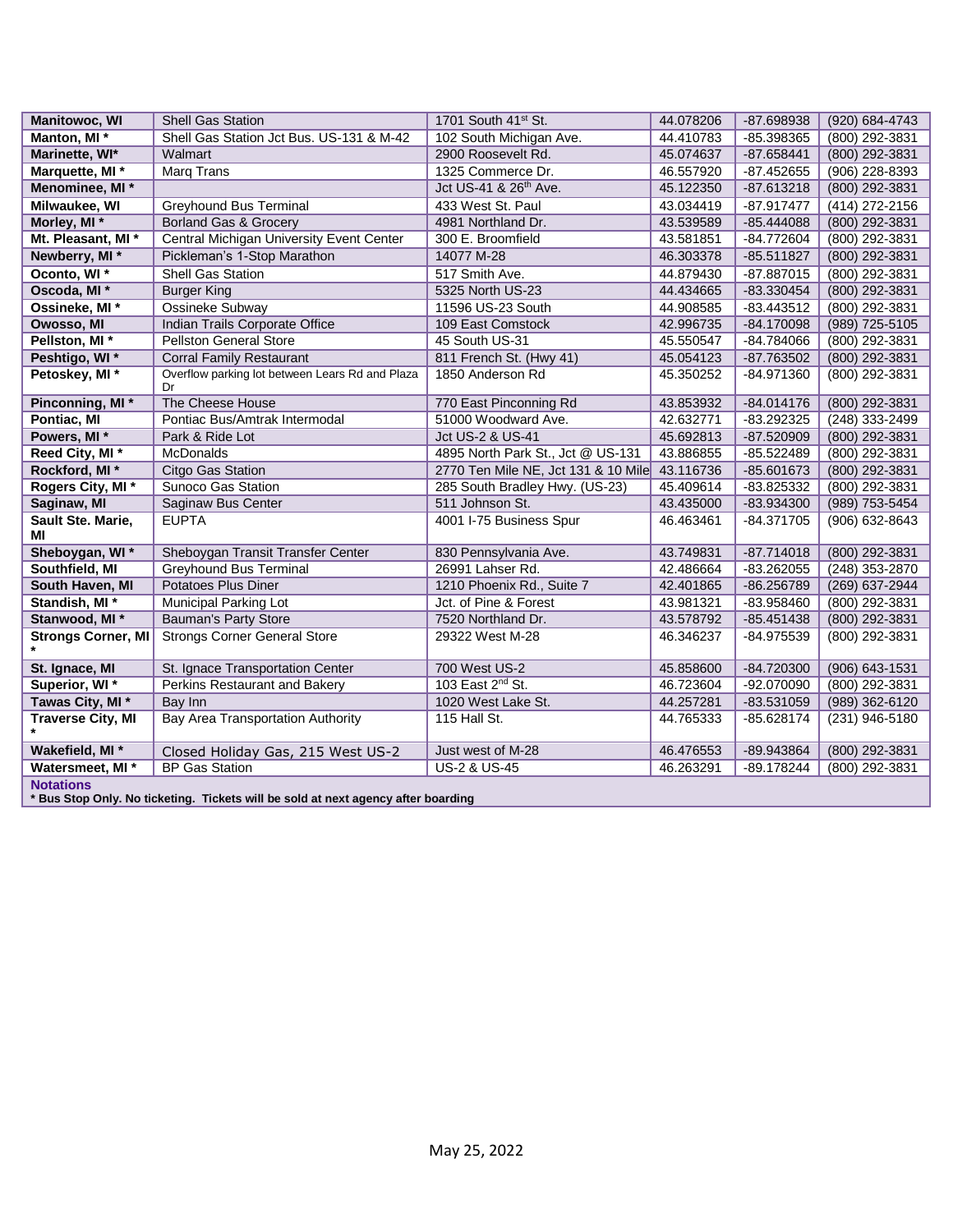| | | | | | |
|---|---|---|---|---|---|
| **Manitowoc, WI** | Shell Gas Station | 1701 South 41st St. | 44.078206 | -87.698938 | (920) 684-4743 |
| **Manton, MI *** | Shell Gas Station Jct Bus. US-131 & M-42 | 102 South Michigan Ave. | 44.410783 | -85.398365 | (800) 292-3831 |
| **Marinette, WI*** | Walmart | 2900 Roosevelt Rd. | 45.074637 | -87.658441 | (800) 292-3831 |
| **Marquette, MI *** | Marq Trans | 1325 Commerce Dr. | 46.557920 | -87.452655 | (906) 228-8393 |
| **Menominee, MI *** | | Jct US-41 & 26th Ave. | 45.122350 | -87.613218 | (800) 292-3831 |
| **Milwaukee, WI** | Greyhound Bus Terminal | 433 West St. Paul | 43.034419 | -87.917477 | (414) 272-2156 |
| **Morley, MI *** | Borland Gas & Grocery | 4981 Northland Dr. | 43.539589 | -85.444088 | (800) 292-3831 |
| **Mt. Pleasant, MI *** | Central Michigan University Event Center | 300 E. Broomfield | 43.581851 | -84.772604 | (800) 292-3831 |
| **Newberry, MI *** | Pickleman's 1-Stop Marathon | 14077 M-28 | 46.303378 | -85.511827 | (800) 292-3831 |
| **Oconto, WI *** | Shell Gas Station | 517 Smith Ave. | 44.879430 | -87.887015 | (800) 292-3831 |
| **Oscoda, MI *** | Burger King | 5325 North US-23 | 44.434665 | -83.330454 | (800) 292-3831 |
| **Ossineke, MI *** | Ossineke Subway | 11596 US-23 South | 44.908585 | -83.443512 | (800) 292-3831 |
| **Owosso, MI** | Indian Trails Corporate Office | 109 East Comstock | 42.996735 | -84.170098 | (989) 725-5105 |
| **Pellston, MI *** | Pellston General Store | 45 South US-31 | 45.550547 | -84.784066 | (800) 292-3831 |
| **Peshtigo, WI *** | Corral Family Restaurant | 811 French St. (Hwy 41) | 45.054123 | -87.763502 | (800) 292-3831 |
| **Petoskey, MI *** | Overflow parking lot between Lears Rd and Plaza Dr | 1850 Anderson Rd | 45.350252 | -84.971360 | (800) 292-3831 |
| **Pinconning, MI *** | The Cheese House | 770 East Pinconning Rd | 43.853932 | -84.014176 | (800) 292-3831 |
| **Pontiac, MI** | Pontiac Bus/Amtrak Intermodal | 51000 Woodward Ave. | 42.632771 | -83.292325 | (248) 333-2499 |
| **Powers, MI *** | Park & Ride Lot | Jct US-2 & US-41 | 45.692813 | -87.520909 | (800) 292-3831 |
| **Reed City, MI *** | McDonalds | 4895 North Park St., Jct @ US-131 | 43.886855 | -85.522489 | (800) 292-3831 |
| **Rockford, MI *** | Citgo Gas Station | 2770 Ten Mile NE, Jct 131 & 10 Mile | 43.116736 | -85.601673 | (800) 292-3831 |
| **Rogers City, MI *** | Sunoco Gas Station | 285 South Bradley Hwy. (US-23) | 45.409614 | -83.825332 | (800) 292-3831 |
| **Saginaw, MI** | Saginaw Bus Center | 511 Johnson St. | 43.435000 | -83.934300 | (989) 753-5454 |
| **Sault Ste. Marie, MI** | EUPTA | 4001 I-75 Business Spur | 46.463461 | -84.371705 | (906) 632-8643 |
| **Sheboygan, WI *** | Sheboygan Transit Transfer Center | 830 Pennsylvania Ave. | 43.749831 | -87.714018 | (800) 292-3831 |
| **Southfield, MI** | Greyhound Bus Terminal | 26991 Lahser Rd. | 42.486664 | -83.262055 | (248) 353-2870 |
| **South Haven, MI** | Potatoes Plus Diner | 1210 Phoenix Rd., Suite 7 | 42.401865 | -86.256789 | (269) 637-2944 |
| **Standish, MI *** | Municipal Parking Lot | Jct. of Pine & Forest | 43.981321 | -83.958460 | (800) 292-3831 |
| **Stanwood, MI *** | Bauman's Party Store | 7520 Northland Dr. | 43.578792 | -85.451438 | (800) 292-3831 |
| **Strongs Corner, MI *** | Strongs Corner General Store | 29322 West M-28 | 46.346237 | -84.975539 | (800) 292-3831 |
| **St. Ignace, MI** | St. Ignace Transportation Center | 700 West US-2 | 45.858600 | -84.720300 | (906) 643-1531 |
| **Superior, WI *** | Perkins Restaurant and Bakery | 103 East 2nd St. | 46.723604 | -92.070090 | (800) 292-3831 |
| **Tawas City, MI *** | Bay Inn | 1020 West Lake St. | 44.257281 | -83.531059 | (989) 362-6120 |
| **Traverse City, MI *** | Bay Area Transportation Authority | 115 Hall St. | 44.765333 | -85.628174 | (231) 946-5180 |
| **Wakefield, MI *** | Closed Holiday Gas, 215 West US-2 | Just west of M-28 | 46.476553 | -89.943864 | (800) 292-3831 |
| **Watersmeet, MI *** | BP Gas Station | US-2 & US-45 | 46.263291 | -89.178244 | (800) 292-3831 |

**Notations**

*** Bus Stop Only. No ticketing. Tickets will be sold at next agency after boarding**

May 25, 2022